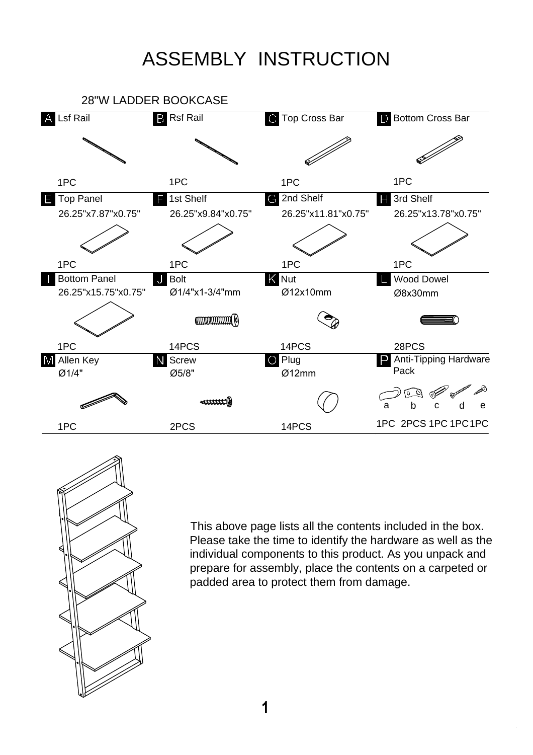# ASSEMBLY INSTRUCTION

## 28"W LADDER BOOKCASE

| A Lsf Rail | B Rsf Rail | C Top Cross Bar | D Bottom Cross Bar |
|---|---|---|---|
| 1PC | 1PC | 1PC | 1PC |
| **E Top Panel** 26.25"x7.87"x0.75" | **F 1st Shelf** 26.25"x9.84"x0.75" | **G 2nd Shelf** 26.25"x11.81"x0.75" | **H 3rd Shelf** 26.25"x13.78"x0.75" |
| 1PC | 1PC | 1PC | 1PC |
| **I Bottom Panel** 26.25"x15.75"x0.75" | **J Bolt** Ø1/4"x1-3/4"mm | **K Nut** Ø12x10mm | **L Wood Dowel** Ø8x30mm |
| 1PC | 14PCS | 14PCS | 28PCS |
| **M Allen Key** Ø1/4" | **N Screw** Ø5/8" | **O Plug** Ø12mm | **P Anti-Tipping Hardware Pack** a b c d e |
| 1PC | 2PCS | 14PCS | 1PC 2PCS 1PC 1PC 1PC |

This above page lists all the contents included in the box. Please take the time to identify the hardware as well as the individual components to this product. As you unpack and prepare for assembly, place the contents on a carpeted or padded area to protect them from damage.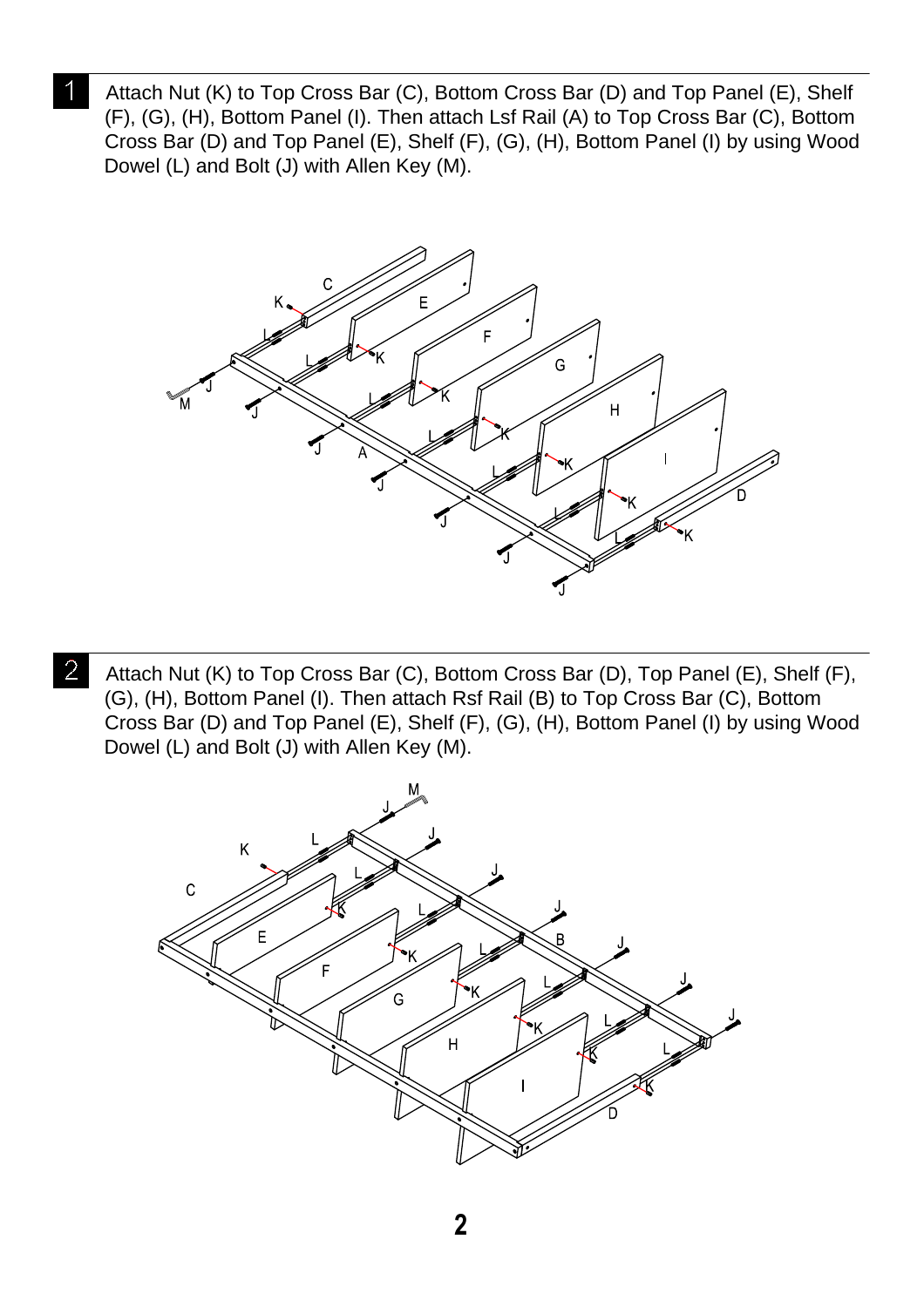**1** Attach Nut (K) to Top Cross Bar (C), Bottom Cross Bar (D) and Top Panel (E), Shelf (F), (G), (H), Bottom Panel (I). Then attach Lsf Rail (A) to Top Cross Bar (C), Bottom Cross Bar (D) and Top Panel (E), Shelf (F), (G), (H), Bottom Panel (I) by using Wood Dowel (L) and Bolt (J) with Allen Key (M).

**2** Attach Nut (K) to Top Cross Bar (C), Bottom Cross Bar (D), Top Panel (E), Shelf (F), (G), (H), Bottom Panel (I). Then attach Rsf Rail (B) to Top Cross Bar (C), Bottom Cross Bar (D) and Top Panel (E), Shelf (F), (G), (H), Bottom Panel (I) by using Wood Dowel (L) and Bolt (J) with Allen Key (M).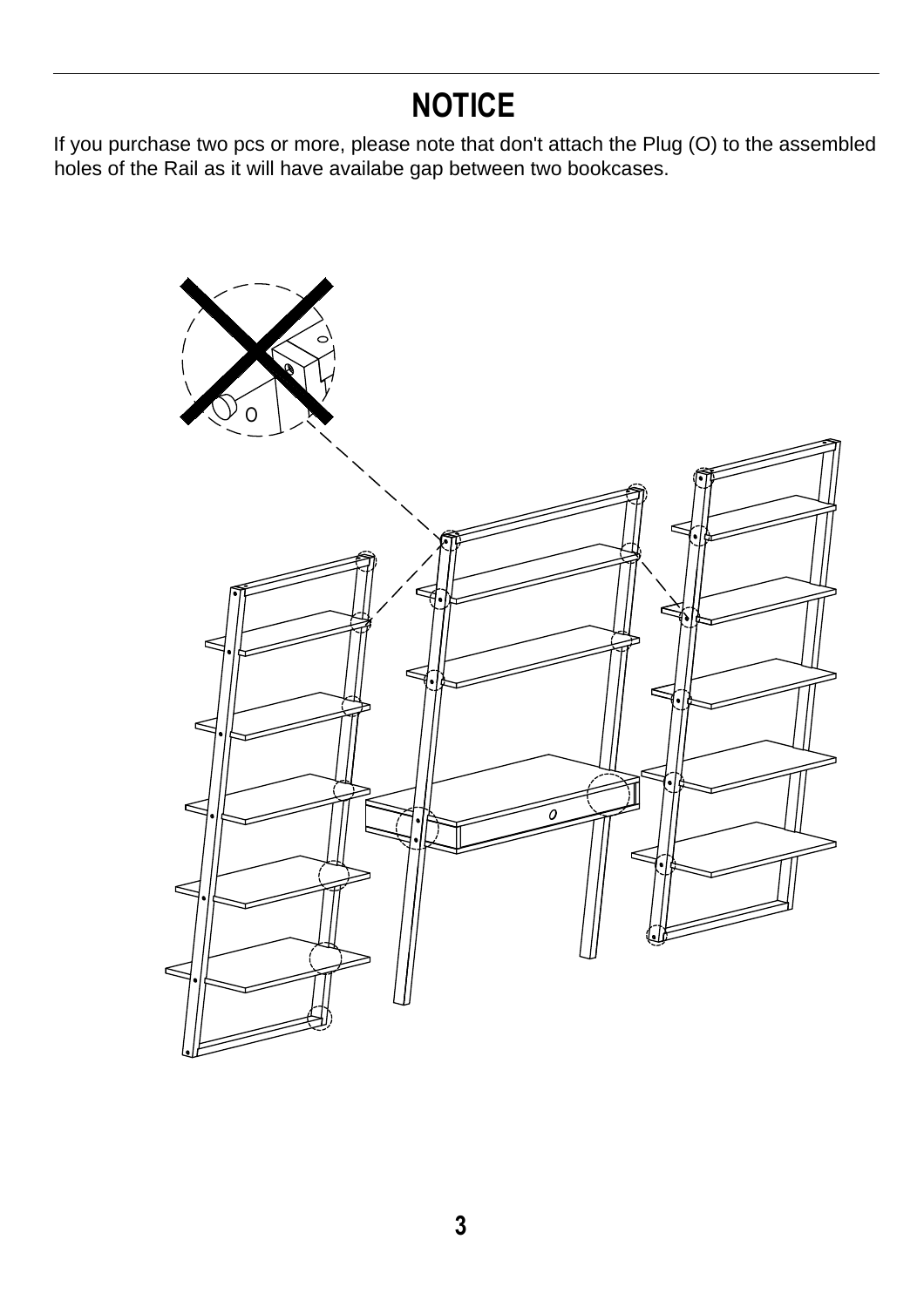# NOTICE

If you purchase two pcs or more, please note that don't attach the Plug (O) to the assembled holes of the Rail as it will have availabe gap between two bookcases.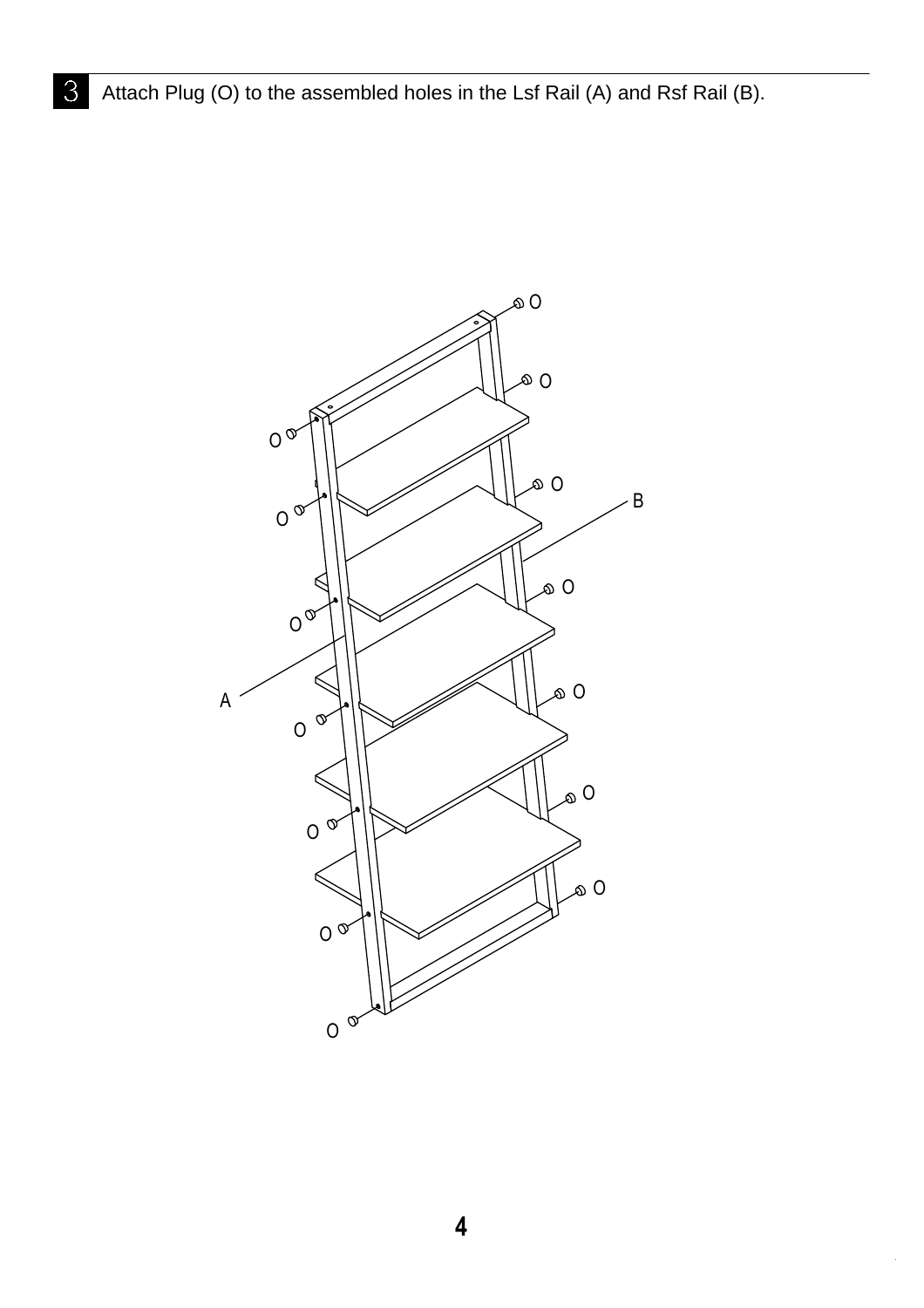3 Attach Plug (O) to the assembled holes in the Lsf Rail (A) and Rsf Rail (B).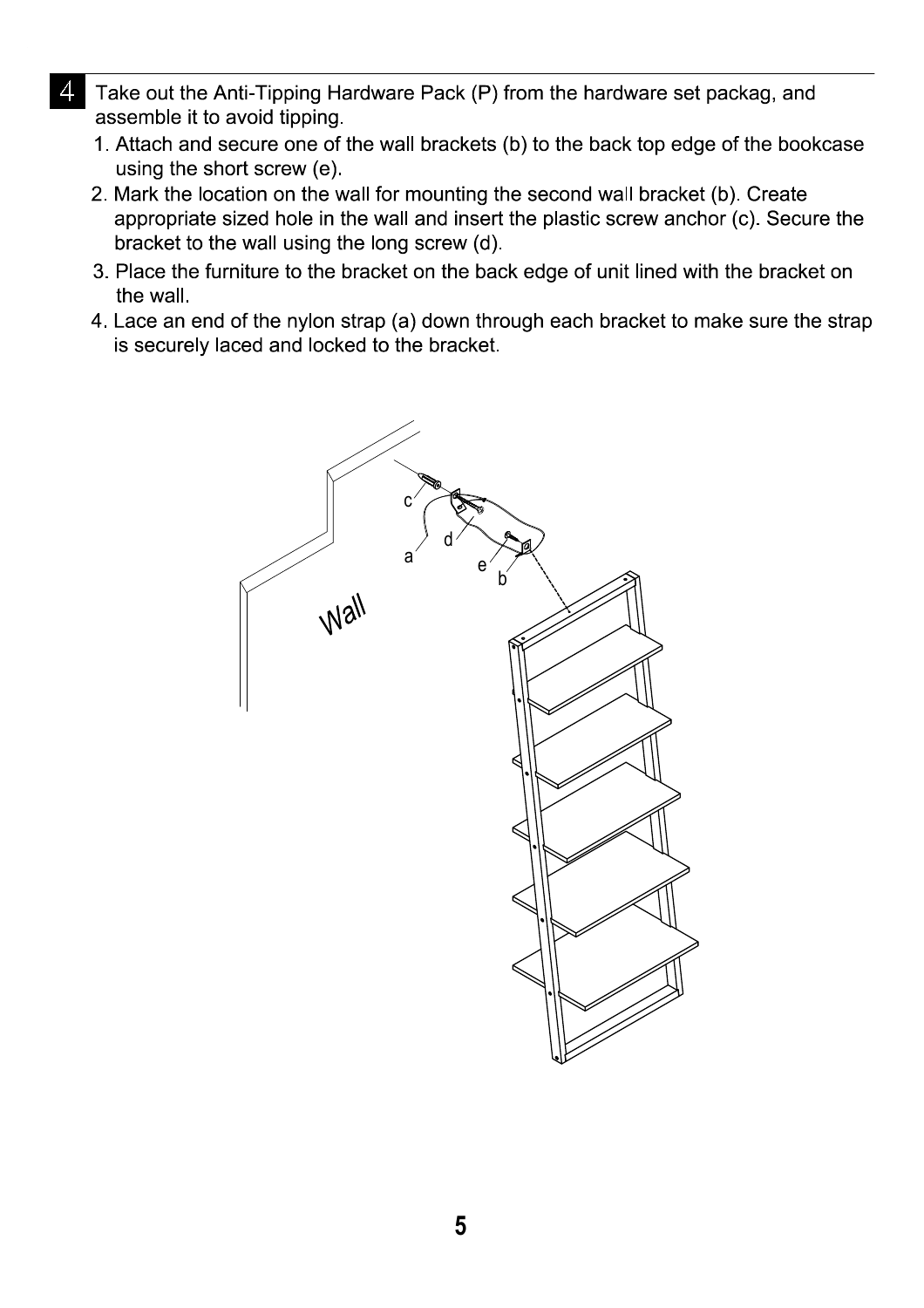**4** Take out the Anti-Tipping Hardware Pack (P) from the hardware set packag, and assemble it to avoid tipping.

1. Attach and secure one of the wall brackets (b) to the back top edge of the bookcase using the short screw (e).
2. Mark the location on the wall for mounting the second wall bracket (b). Create appropriate sized hole in the wall and insert the plastic screw anchor (c). Secure the bracket to the wall using the long screw (d).
3. Place the furniture to the bracket on the back edge of unit lined with the bracket on the wall.
4. Lace an end of the nylon strap (a) down through each bracket to make sure the strap is securely laced and locked to the bracket.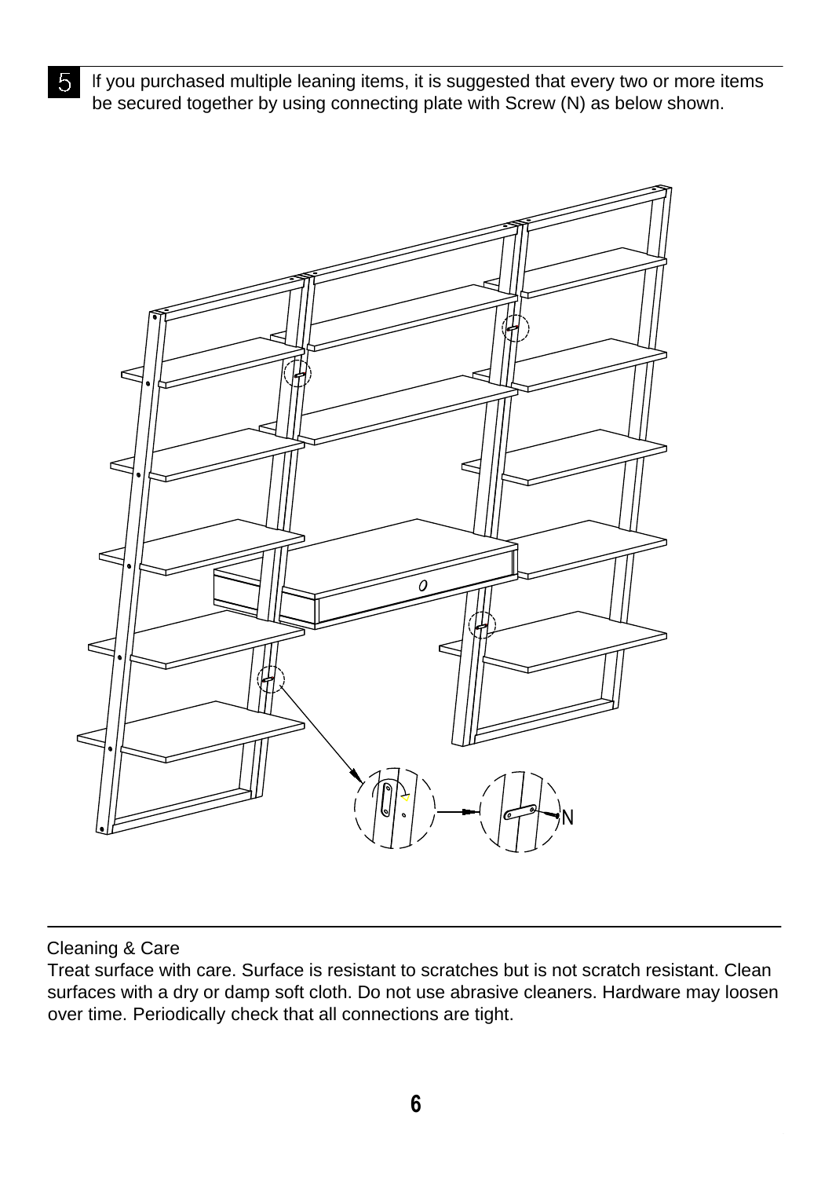**5** If you purchased multiple leaning items, it is suggested that every two or more items be secured together by using connecting plate with Screw (N) as below shown.

N

Cleaning & Care

Treat surface with care. Surface is resistant to scratches but is not scratch resistant. Clean surfaces with a dry or damp soft cloth. Do not use abrasive cleaners. Hardware may loosen over time. Periodically check that all connections are tight.